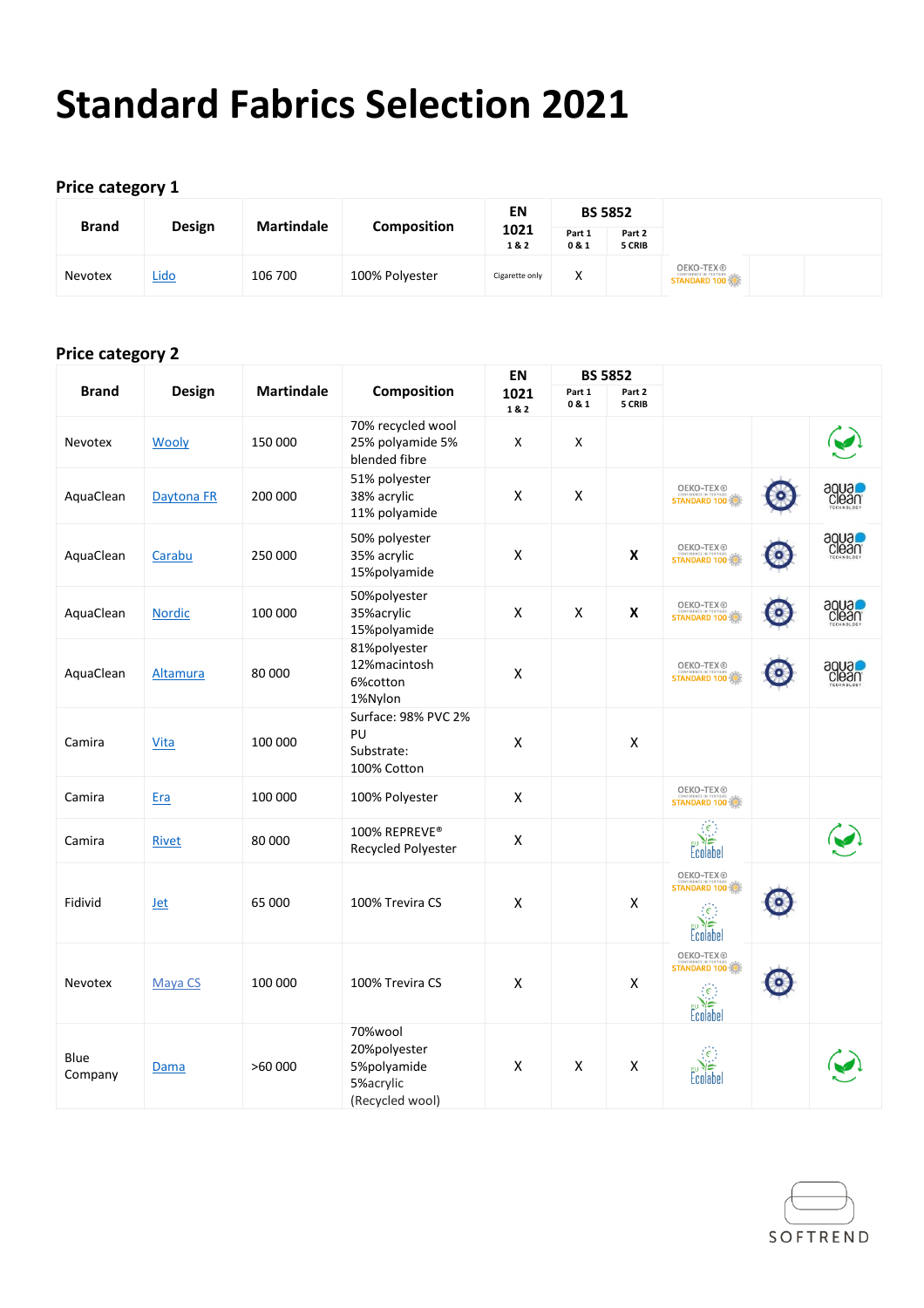# Standard Fabrics Selection 2021

## Price category 1

| Brand | Design | Martindale | Composition | EN 1021 1 & 2 | BS 5852 Part 1 0 & 1 | BS 5852 Part 2 5 CRIB | | | |
|---|---|---|---|---|---|---|---|---|---|
| Nevotex | Lido | 106 700 | 100% Polyester | Cigarette only | X | | OEKO-TEX® STANDARD 100 | | |

## Price category 2

| Brand | Design | Martindale | Composition | EN 1021 1 & 2 | BS 5852 Part 1 0 & 1 | BS 5852 Part 2 5 CRIB | | | |
|---|---|---|---|---|---|---|---|---|---|
| Nevotex | Wooly | 150 000 | 70% recycled wool 25% polyamide 5% blended fibre | X | X | | | | |
| AquaClean | Daytona FR | 200 000 | 51% polyester 38% acrylic 11% polyamide | X | X | | OEKO-TEX® STANDARD 100 | | aqua clean TECHNOLOGY |
| AquaClean | Carabu | 250 000 | 50% polyester 35% acrylic 15%polyamide | X | | X | OEKO-TEX® STANDARD 100 | | aqua clean TECHNOLOGY |
| AquaClean | Nordic | 100 000 | 50%polyester 35%acrylic 15%polyamide | X | X | X | OEKO-TEX® STANDARD 100 | | aqua clean TECHNOLOGY |
| AquaClean | Altamura | 80 000 | 81%polyester 12%macintosh 6%cotton 1%Nylon | X | | | OEKO-TEX® STANDARD 100 | | aqua clean TECHNOLOGY |
| Camira | Vita | 100 000 | Surface: 98% PVC 2% PU Substrate: 100% Cotton | X | | X | | | |
| Camira | Era | 100 000 | 100% Polyester | X | | | OEKO-TEX® STANDARD 100 | | |
| Camira | Rivet | 80 000 | 100% REPREVE® Recycled Polyester | X | | | Ecolabel | | |
| Fidivid | Jet | 65 000 | 100% Trevira CS | X | | X | OEKO-TEX® STANDARD 100 Ecolabel | | |
| Nevotex | Maya CS | 100 000 | 100% Trevira CS | X | | X | OEKO-TEX® STANDARD 100 Ecolabel | | |
| Blue Company | Dama | >60 000 | 70%wool 20%polyester 5%polyamide 5%acrylic (Recycled wool) | X | X | X | Ecolabel | | |

SOFTREND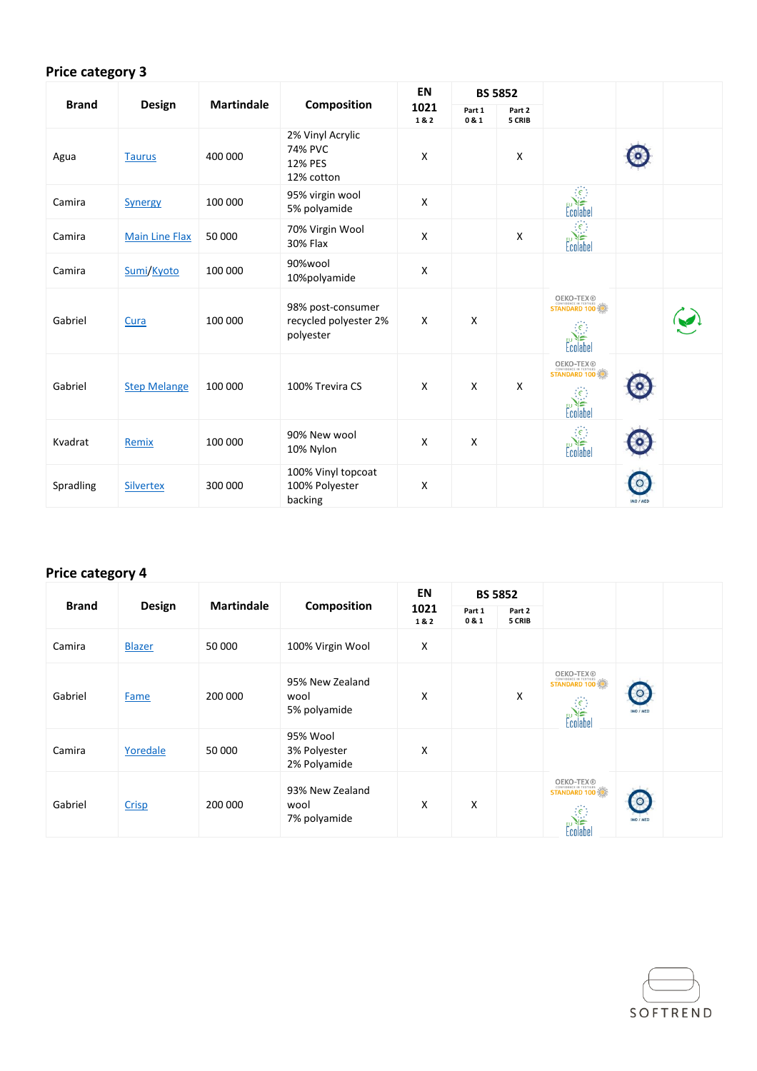## Price category 3

| Brand | Design | Martindale | Composition | EN 1021 1 & 2 | BS 5852 Part 1 0 & 1 | BS 5852 Part 2 5 CRIB | | | |
|---|---|---|---|---|---|---|---|---|---|
| Agua | Taurus | 400 000 | 2% Vinyl Acrylic<br>74% PVC<br>12% PES<br>12% cotton | X | | X | | | |
| Camira | Synergy | 100 000 | 95% virgin wool<br>5% polyamide | X | | | Ecolabel | | |
| Camira | Main Line Flax | 50 000 | 70% Virgin Wool<br>30% Flax | X | | X | Ecolabel | | |
| Camira | Sumi/Kyoto | 100 000 | 90%wool<br>10%polyamide | X | | | | | |
| Gabriel | Cura | 100 000 | 98% post-consumer recycled polyester 2% polyester | X | X | | OEKO-TEX® STANDARD 100<br>Ecolabel | | |
| Gabriel | Step Melange | 100 000 | 100% Trevira CS | X | X | X | OEKO-TEX® STANDARD 100<br>Ecolabel | | |
| Kvadrat | Remix | 100 000 | 90% New wool<br>10% Nylon | X | X | | Ecolabel | | |
| Spradling | Silvertex | 300 000 | 100% Vinyl topcoat<br>100% Polyester backing | X | | | | IMO / MED | |

## Price category 4

| Brand | Design | Martindale | Composition | EN 1021 1 & 2 | BS 5852 Part 1 0 & 1 | BS 5852 Part 2 5 CRIB | | | |
|---|---|---|---|---|---|---|---|---|---|
| Camira | Blazer | 50 000 | 100% Virgin Wool | X | | | | | |
| Gabriel | Fame | 200 000 | 95% New Zealand wool<br>5% polyamide | X | | X | OEKO-TEX® STANDARD 100<br>Ecolabel | IMO / MED | |
| Camira | Yoredale | 50 000 | 95% Wool<br>3% Polyester<br>2% Polyamide | X | | | | | |
| Gabriel | Crisp | 200 000 | 93% New Zealand wool<br>7% polyamide | X | X | | OEKO-TEX® STANDARD 100<br>Ecolabel | IMO / MED | |

SOFTREND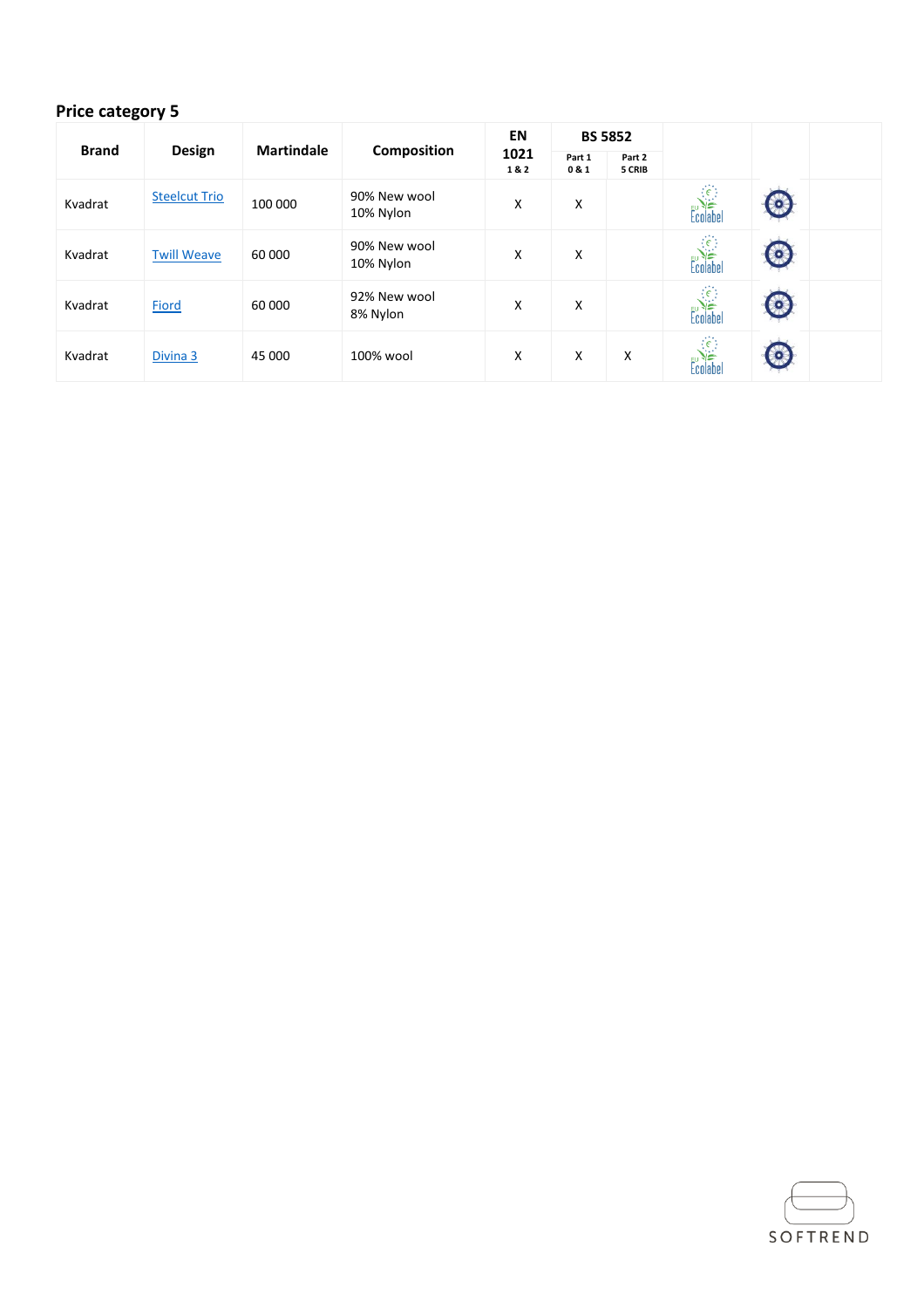## Price category 5

| Brand | Design | Martindale | Composition | EN 1021 1 & 2 | BS 5852 | | | | |
|---|---|---|---|---|---|---|---|---|---|
| | | | | | Part 1 0 & 1 | Part 2 5 CRIB | | | |
| Kvadrat | Steelcut Trio | 100 000 | 90% New wool<br>10% Nylon | X | X | | Ecolabel | | |
| Kvadrat | Twill Weave | 60 000 | 90% New wool<br>10% Nylon | X | X | | Ecolabel | | |
| Kvadrat | Fiord | 60 000 | 92% New wool<br>8% Nylon | X | X | | Ecolabel | | |
| Kvadrat | Divina 3 | 45 000 | 100% wool | X | X | X | Ecolabel | | |

SOFTREND